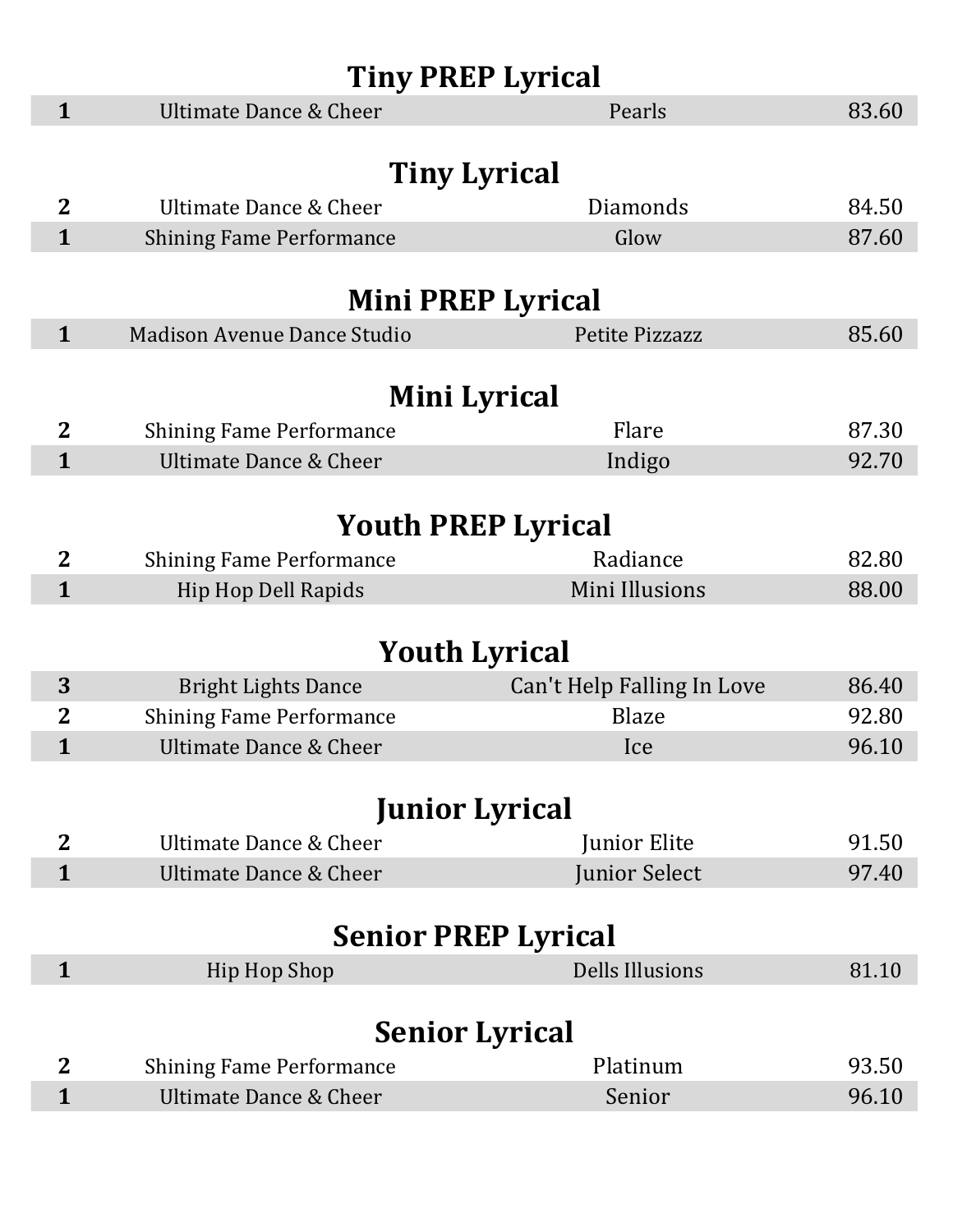## Tiny PREP Lyrical

| | | | |
|---|---|---|---|
| **1** | Ultimate Dance & Cheer | Pearls | 83.60 |

## Tiny Lyrical

| | | | |
|---|---|---|---|
| **2** | Ultimate Dance & Cheer | Diamonds | 84.50 |
| **1** | Shining Fame Performance | Glow | 87.60 |

## Mini PREP Lyrical

| | | | |
|---|---|---|---|
| **1** | Madison Avenue Dance Studio | Petite Pizzazz | 85.60 |

## Mini Lyrical

| | | | |
|---|---|---|---|
| **2** | Shining Fame Performance | Flare | 87.30 |
| **1** | Ultimate Dance & Cheer | Indigo | 92.70 |

## Youth PREP Lyrical

| | | | |
|---|---|---|---|
| **2** | Shining Fame Performance | Radiance | 82.80 |
| **1** | Hip Hop Dell Rapids | Mini Illusions | 88.00 |

## Youth Lyrical

| | | | |
|---|---|---|---|
| **3** | Bright Lights Dance | Can't Help Falling In Love | 86.40 |
| **2** | Shining Fame Performance | Blaze | 92.80 |
| **1** | Ultimate Dance & Cheer | Ice | 96.10 |

## Junior Lyrical

| | | | |
|---|---|---|---|
| **2** | Ultimate Dance & Cheer | Junior Elite | 91.50 |
| **1** | Ultimate Dance & Cheer | Junior Select | 97.40 |

## Senior PREP Lyrical

| | | | |
|---|---|---|---|
| **1** | Hip Hop Shop | Dells Illusions | 81.10 |

## Senior Lyrical

| | | | |
|---|---|---|---|
| **2** | Shining Fame Performance | Platinum | 93.50 |
| **1** | Ultimate Dance & Cheer | Senior | 96.10 |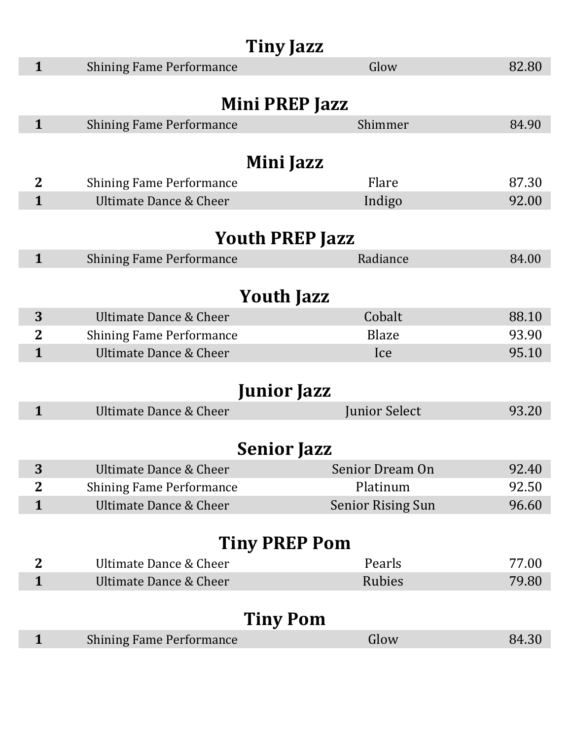## Tiny Jazz

| | | | |
|---|---|---|---|
| **1** | Shining Fame Performance | Glow | 82.80 |

## Mini PREP Jazz

| | | | |
|---|---|---|---|
| **1** | Shining Fame Performance | Shimmer | 84.90 |

## Mini Jazz

| | | | |
|---|---|---|---|
| **2** | Shining Fame Performance | Flare | 87.30 |
| **1** | Ultimate Dance & Cheer | Indigo | 92.00 |

## Youth PREP Jazz

| | | | |
|---|---|---|---|
| **1** | Shining Fame Performance | Radiance | 84.00 |

## Youth Jazz

| | | | |
|---|---|---|---|
| **3** | Ultimate Dance & Cheer | Cobalt | 88.10 |
| **2** | Shining Fame Performance | Blaze | 93.90 |
| **1** | Ultimate Dance & Cheer | Ice | 95.10 |

## Junior Jazz

| | | | |
|---|---|---|---|
| **1** | Ultimate Dance & Cheer | Junior Select | 93.20 |

## Senior Jazz

| | | | |
|---|---|---|---|
| **3** | Ultimate Dance & Cheer | Senior Dream On | 92.40 |
| **2** | Shining Fame Performance | Platinum | 92.50 |
| **1** | Ultimate Dance & Cheer | Senior Rising Sun | 96.60 |

## Tiny PREP Pom

| | | | |
|---|---|---|---|
| **2** | Ultimate Dance & Cheer | Pearls | 77.00 |
| **1** | Ultimate Dance & Cheer | Rubies | 79.80 |

## Tiny Pom

| | | | |
|---|---|---|---|
| **1** | Shining Fame Performance | Glow | 84.30 |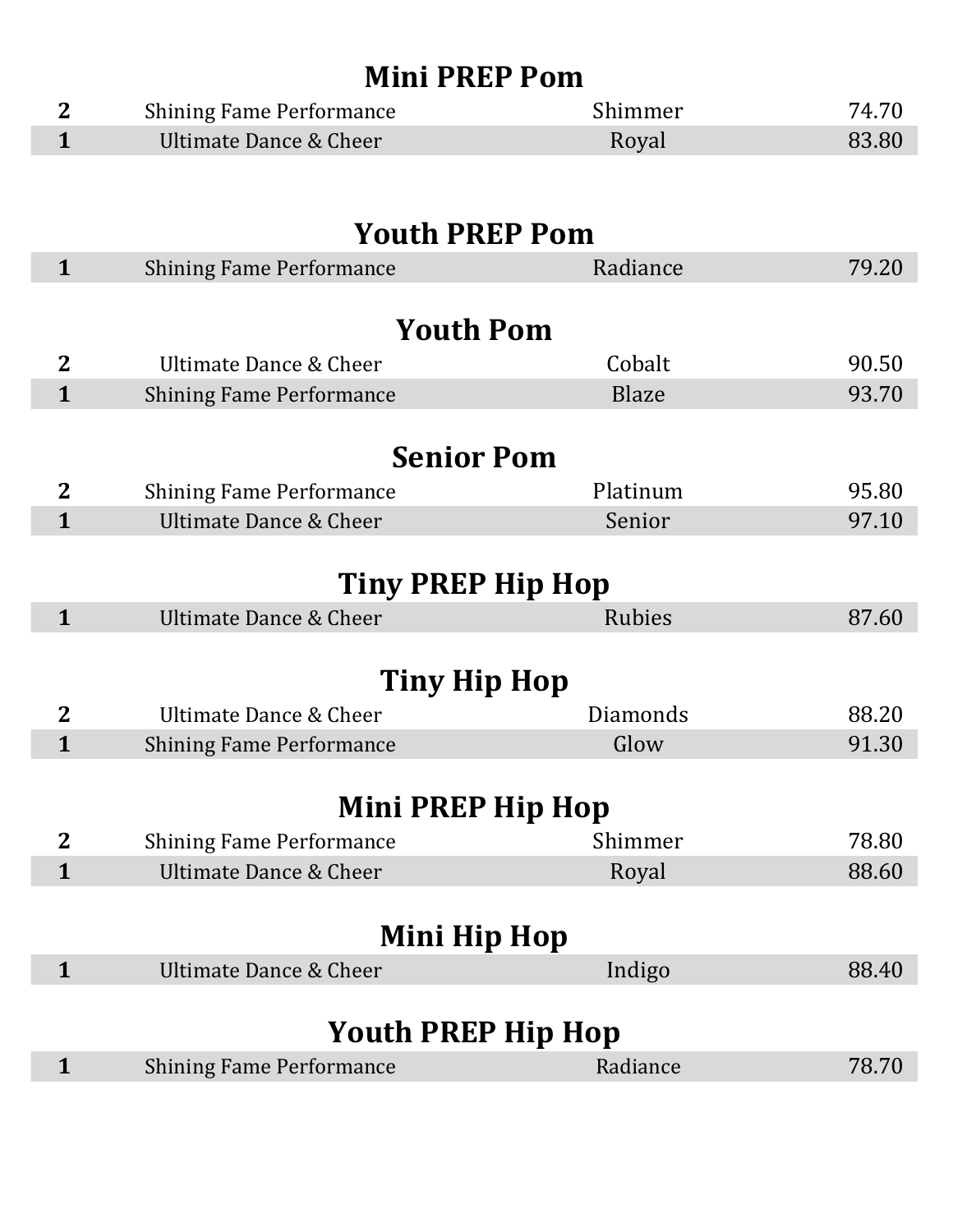## Mini PREP Pom

| | | | |
|---|---|---|---|
| **2** | Shining Fame Performance | Shimmer | 74.70 |
| **1** | Ultimate Dance & Cheer | Royal | 83.80 |

## Youth PREP Pom

| | | | |
|---|---|---|---|
| **1** | Shining Fame Performance | Radiance | 79.20 |

## Youth Pom

| | | | |
|---|---|---|---|
| **2** | Ultimate Dance & Cheer | Cobalt | 90.50 |
| **1** | Shining Fame Performance | Blaze | 93.70 |

## Senior Pom

| | | | |
|---|---|---|---|
| **2** | Shining Fame Performance | Platinum | 95.80 |
| **1** | Ultimate Dance & Cheer | Senior | 97.10 |

## Tiny PREP Hip Hop

| | | | |
|---|---|---|---|
| **1** | Ultimate Dance & Cheer | Rubies | 87.60 |

## Tiny Hip Hop

| | | | |
|---|---|---|---|
| **2** | Ultimate Dance & Cheer | Diamonds | 88.20 |
| **1** | Shining Fame Performance | Glow | 91.30 |

## Mini PREP Hip Hop

| | | | |
|---|---|---|---|
| **2** | Shining Fame Performance | Shimmer | 78.80 |
| **1** | Ultimate Dance & Cheer | Royal | 88.60 |

## Mini Hip Hop

| | | | |
|---|---|---|---|
| **1** | Ultimate Dance & Cheer | Indigo | 88.40 |

## Youth PREP Hip Hop

| | | | |
|---|---|---|---|
| **1** | Shining Fame Performance | Radiance | 78.70 |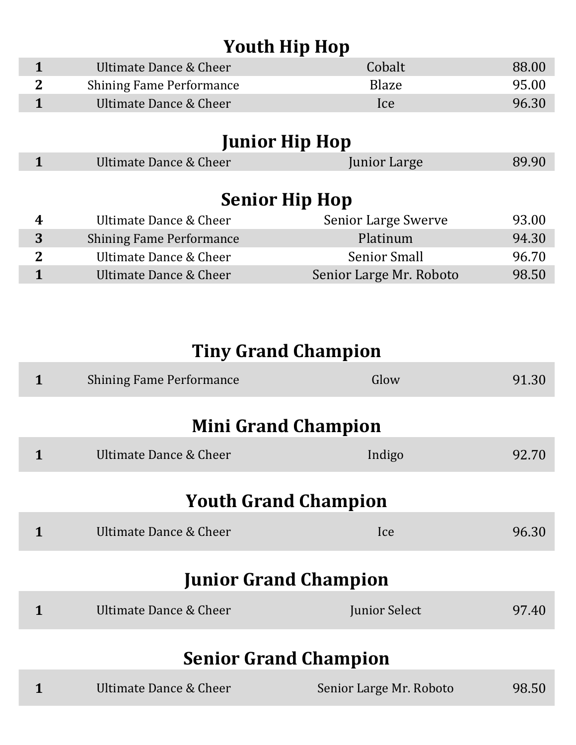## Youth Hip Hop

| | | | |
|---|---|---|---|
| **1** | Ultimate Dance & Cheer | Cobalt | 88.00 |
| **2** | Shining Fame Performance | Blaze | 95.00 |
| **1** | Ultimate Dance & Cheer | Ice | 96.30 |

## Junior Hip Hop

| | | | |
|---|---|---|---|
| **1** | Ultimate Dance & Cheer | Junior Large | 89.90 |

## Senior Hip Hop

| | | | |
|---|---|---|---|
| **4** | Ultimate Dance & Cheer | Senior Large Swerve | 93.00 |
| **3** | Shining Fame Performance | Platinum | 94.30 |
| **2** | Ultimate Dance & Cheer | Senior Small | 96.70 |
| **1** | Ultimate Dance & Cheer | Senior Large Mr. Roboto | 98.50 |

## Tiny Grand Champion

| | | | |
|---|---|---|---|
| **1** | Shining Fame Performance | Glow | 91.30 |

## Mini Grand Champion

| | | | |
|---|---|---|---|
| **1** | Ultimate Dance & Cheer | Indigo | 92.70 |

## Youth Grand Champion

| | | | |
|---|---|---|---|
| **1** | Ultimate Dance & Cheer | Ice | 96.30 |

## Junior Grand Champion

| | | | |
|---|---|---|---|
| **1** | Ultimate Dance & Cheer | Junior Select | 97.40 |

## Senior Grand Champion

| | | | |
|---|---|---|---|
| **1** | Ultimate Dance & Cheer | Senior Large Mr. Roboto | 98.50 |